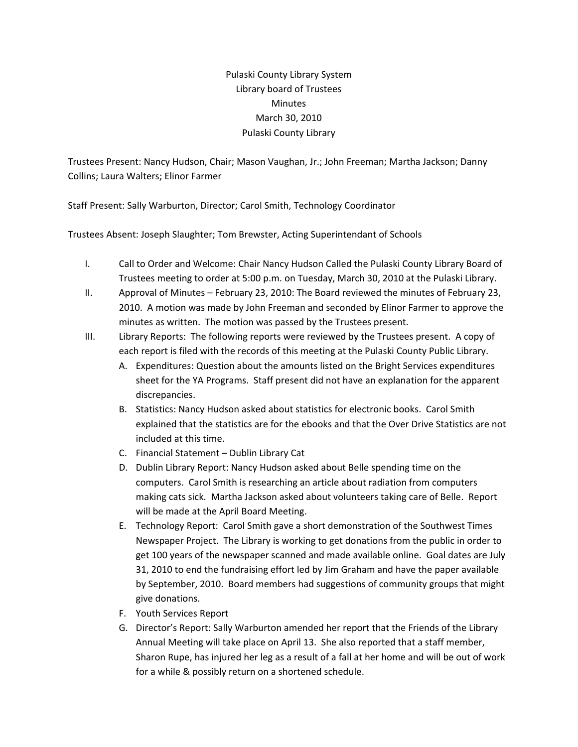Pulaski County Library System
Library board of Trustees
Minutes
March 30, 2010
Pulaski County Library

Trustees Present: Nancy Hudson, Chair; Mason Vaughan, Jr.; John Freeman; Martha Jackson; Danny Collins; Laura Walters; Elinor Farmer

Staff Present: Sally Warburton, Director; Carol Smith, Technology Coordinator

Trustees Absent: Joseph Slaughter; Tom Brewster, Acting Superintendant of Schools

I. Call to Order and Welcome: Chair Nancy Hudson Called the Pulaski County Library Board of Trustees meeting to order at 5:00 p.m. on Tuesday, March 30, 2010 at the Pulaski Library.

II. Approval of Minutes – February 23, 2010: The Board reviewed the minutes of February 23, 2010. A motion was made by John Freeman and seconded by Elinor Farmer to approve the minutes as written. The motion was passed by the Trustees present.

III. Library Reports: The following reports were reviewed by the Trustees present. A copy of each report is filed with the records of this meeting at the Pulaski County Public Library.

   A. Expenditures: Question about the amounts listed on the Bright Services expenditures sheet for the YA Programs. Staff present did not have an explanation for the apparent discrepancies.
   B. Statistics: Nancy Hudson asked about statistics for electronic books. Carol Smith explained that the statistics are for the ebooks and that the Over Drive Statistics are not included at this time.
   C. Financial Statement – Dublin Library Cat
   D. Dublin Library Report: Nancy Hudson asked about Belle spending time on the computers. Carol Smith is researching an article about radiation from computers making cats sick. Martha Jackson asked about volunteers taking care of Belle. Report will be made at the April Board Meeting.
   E. Technology Report: Carol Smith gave a short demonstration of the Southwest Times Newspaper Project. The Library is working to get donations from the public in order to get 100 years of the newspaper scanned and made available online. Goal dates are July 31, 2010 to end the fundraising effort led by Jim Graham and have the paper available by September, 2010. Board members had suggestions of community groups that might give donations.
   F. Youth Services Report
   G. Director's Report: Sally Warburton amended her report that the Friends of the Library Annual Meeting will take place on April 13. She also reported that a staff member, Sharon Rupe, has injured her leg as a result of a fall at her home and will be out of work for a while & possibly return on a shortened schedule.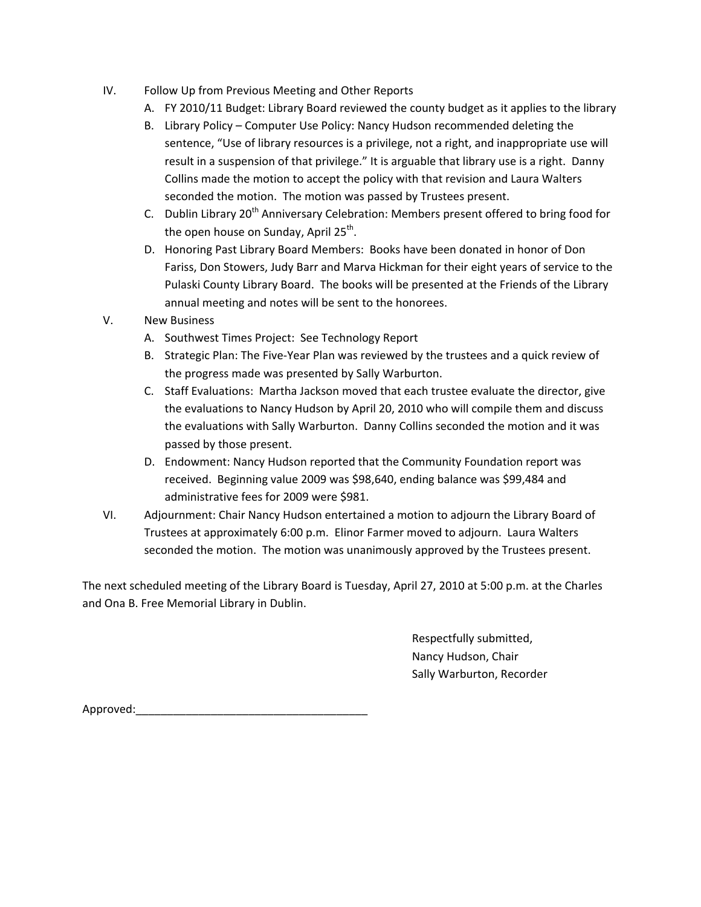IV. Follow Up from Previous Meeting and Other Reports
  - A. FY 2010/11 Budget: Library Board reviewed the county budget as it applies to the library
  - B. Library Policy – Computer Use Policy: Nancy Hudson recommended deleting the sentence, "Use of library resources is a privilege, not a right, and inappropriate use will result in a suspension of that privilege." It is arguable that library use is a right. Danny Collins made the motion to accept the policy with that revision and Laura Walters seconded the motion. The motion was passed by Trustees present.
  - C. Dublin Library 20th Anniversary Celebration: Members present offered to bring food for the open house on Sunday, April 25th.
  - D. Honoring Past Library Board Members: Books have been donated in honor of Don Fariss, Don Stowers, Judy Barr and Marva Hickman for their eight years of service to the Pulaski County Library Board. The books will be presented at the Friends of the Library annual meeting and notes will be sent to the honorees.

V. New Business
  - A. Southwest Times Project: See Technology Report
  - B. Strategic Plan: The Five-Year Plan was reviewed by the trustees and a quick review of the progress made was presented by Sally Warburton.
  - C. Staff Evaluations: Martha Jackson moved that each trustee evaluate the director, give the evaluations to Nancy Hudson by April 20, 2010 who will compile them and discuss the evaluations with Sally Warburton. Danny Collins seconded the motion and it was passed by those present.
  - D. Endowment: Nancy Hudson reported that the Community Foundation report was received. Beginning value 2009 was $98,640, ending balance was $99,484 and administrative fees for 2009 were $981.

VI. Adjournment: Chair Nancy Hudson entertained a motion to adjourn the Library Board of Trustees at approximately 6:00 p.m. Elinor Farmer moved to adjourn. Laura Walters seconded the motion. The motion was unanimously approved by the Trustees present.

The next scheduled meeting of the Library Board is Tuesday, April 27, 2010 at 5:00 p.m. at the Charles and Ona B. Free Memorial Library in Dublin.

Respectfully submitted,
Nancy Hudson, Chair
Sally Warburton, Recorder

Approved:_____________________________________